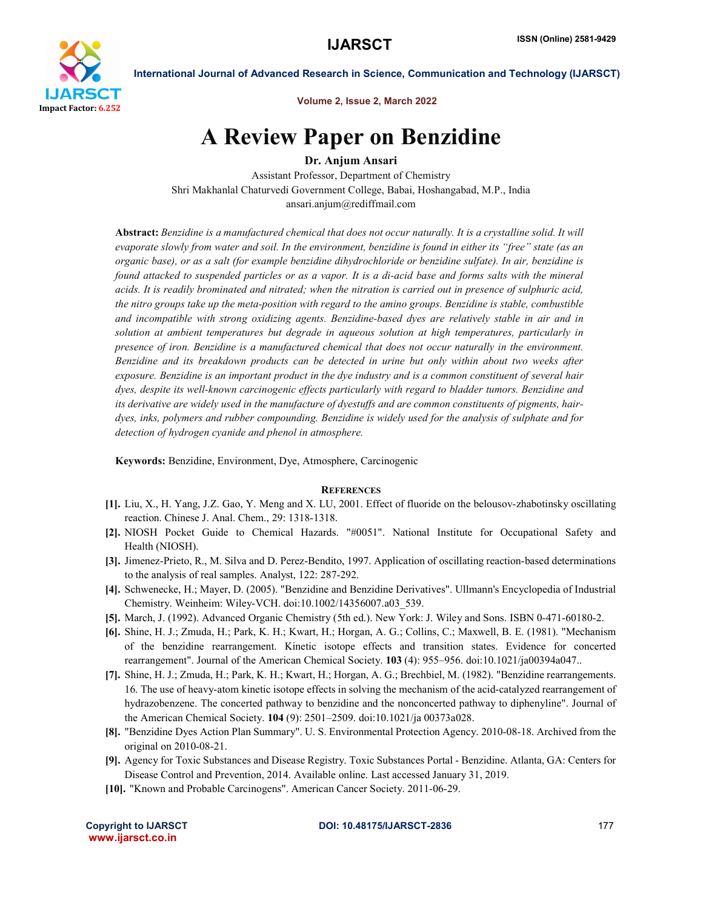# A Review Paper on Benzidine

**Dr. Anjum Ansari**

Assistant Professor, Department of Chemistry
Shri Makhanlal Chaturvedi Government College, Babai, Hoshangabad, M.P., India
ansari.anjum@rediffmail.com

**Abstract:** *Benzidine is a manufactured chemical that does not occur naturally. It is a crystalline solid. It will evaporate slowly from water and soil. In the environment, benzidine is found in either its "free" state (as an organic base), or as a salt (for example benzidine dihydrochloride or benzidine sulfate). In air, benzidine is found attacked to suspended particles or as a vapor. It is a di-acid base and forms salts with the mineral acids. It is readily brominated and nitrated; when the nitration is carried out in presence of sulphuric acid, the nitro groups take up the meta-position with regard to the amino groups. Benzidine is stable, combustible and incompatible with strong oxidizing agents. Benzidine-based dyes are relatively stable in air and in solution at ambient temperatures but degrade in aqueous solution at high temperatures, particularly in presence of iron. Benzidine is a manufactured chemical that does not occur naturally in the environment. Benzidine and its breakdown products can be detected in urine but only within about two weeks after exposure. Benzidine is an important product in the dye industry and is a common constituent of several hair dyes, despite its well-known carcinogenic effects particularly with regard to bladder tumors. Benzidine and its derivative are widely used in the manufacture of dyestuffs and are common constituents of pigments, hair-dyes, inks, polymers and rubber compounding. Benzidine is widely used for the analysis of sulphate and for detection of hydrogen cyanide and phenol in atmosphere.*

**Keywords:** Benzidine, Environment, Dye, Atmosphere, Carcinogenic

## References

[1]. Liu, X., H. Yang, J.Z. Gao, Y. Meng and X. LU, 2001. Effect of fluoride on the belousov-zhabotinsky oscillating reaction. Chinese J. Anal. Chem., 29: 1318-1318.

[2]. NIOSH Pocket Guide to Chemical Hazards. "#0051". National Institute for Occupational Safety and Health (NIOSH).

[3]. Jimenez-Prieto, R., M. Silva and D. Perez-Bendito, 1997. Application of oscillating reaction-based determinations to the analysis of real samples. Analyst, 122: 287-292.

[4]. Schwenecke, H.; Mayer, D. (2005). "Benzidine and Benzidine Derivatives". Ullmann's Encyclopedia of Industrial Chemistry. Weinheim: Wiley-VCH. doi:10.1002/14356007.a03_539.

[5]. March, J. (1992). Advanced Organic Chemistry (5th ed.). New York: J. Wiley and Sons. ISBN 0-471-60180-2.

[6]. Shine, H. J.; Zmuda, H.; Park, K. H.; Kwart, H.; Horgan, A. G.; Collins, C.; Maxwell, B. E. (1981). "Mechanism of the benzidine rearrangement. Kinetic isotope effects and transition states. Evidence for concerted rearrangement". Journal of the American Chemical Society. **103** (4): 955–956. doi:10.1021/ja00394a047..

[7]. Shine, H. J.; Zmuda, H.; Park, K. H.; Kwart, H.; Horgan, A. G.; Brechbiel, M. (1982). "Benzidine rearrangements. 16. The use of heavy-atom kinetic isotope effects in solving the mechanism of the acid-catalyzed rearrangement of hydrazobenzene. The concerted pathway to benzidine and the nonconcerted pathway to diphenyline". Journal of the American Chemical Society. **104** (9): 2501–2509. doi:10.1021/ja 00373a028.

[8]. "Benzidine Dyes Action Plan Summary". U. S. Environmental Protection Agency. 2010-08-18. Archived from the original on 2010-08-21.

[9]. Agency for Toxic Substances and Disease Registry. Toxic Substances Portal - Benzidine. Atlanta, GA: Centers for Disease Control and Prevention, 2014. Available online. Last accessed January 31, 2019.

[10]. "Known and Probable Carcinogens". American Cancer Society. 2011-06-29.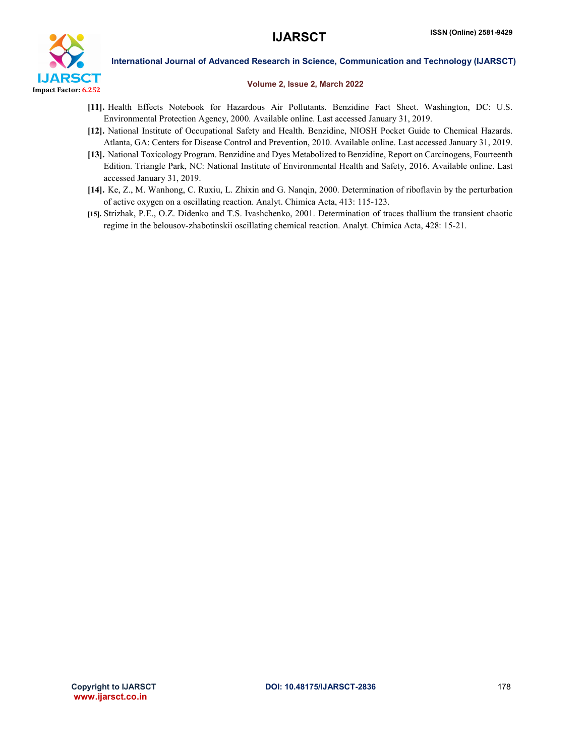[11]. Health Effects Notebook for Hazardous Air Pollutants. Benzidine Fact Sheet. Washington, DC: U.S. Environmental Protection Agency, 2000. Available online. Last accessed January 31, 2019.

[12]. National Institute of Occupational Safety and Health. Benzidine, NIOSH Pocket Guide to Chemical Hazards. Atlanta, GA: Centers for Disease Control and Prevention, 2010. Available online. Last accessed January 31, 2019.

[13]. National Toxicology Program. Benzidine and Dyes Metabolized to Benzidine, Report on Carcinogens, Fourteenth Edition. Triangle Park, NC: National Institute of Environmental Health and Safety, 2016. Available online. Last accessed January 31, 2019.

[14]. Ke, Z., M. Wanhong, C. Ruxiu, L. Zhixin and G. Nanqin, 2000. Determination of riboflavin by the perturbation of active oxygen on a oscillating reaction. Analyt. Chimica Acta, 413: 115-123.

[15]. Strizhak, P.E., O.Z. Didenko and T.S. Ivashchenko, 2001. Determination of traces thallium the transient chaotic regime in the belousov-zhabotinskii oscillating chemical reaction. Analyt. Chimica Acta, 428: 15-21.